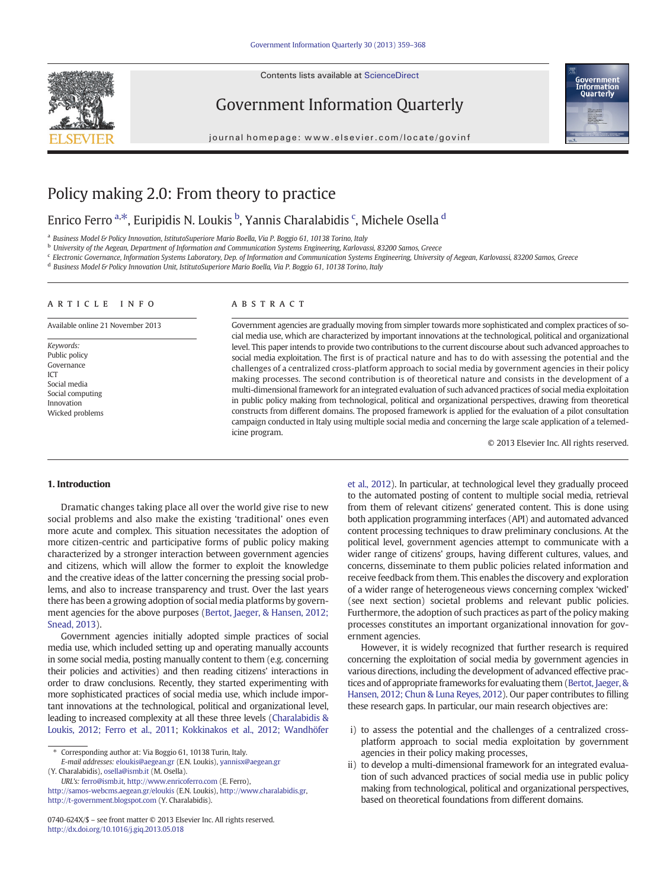Contents lists available at ScienceDirect

Government Information Quarterly

journal homepage: www.elsevier.com/locate/govinf

# Policy making 2.0: From theory to practice

Enrico Ferro [a,*], Euripidis N. Loukis [b], Yannis Charalabidis [c], Michele Osella [d]

[a] Business Model & Policy Innovation, IstitutoSuperiore Mario Boella, Via P. Boggio 61, 10138 Torino, Italy
[b] University of the Aegean, Department of Information and Communication Systems Engineering, Karlovassi, 83200 Samos, Greece
[c] Electronic Governance, Information Systems Laboratory, Dep. of Information and Communication Systems Engineering, University of Aegean, Karlovassi, 83200 Samos, Greece
[d] Business Model & Policy Innovation Unit, IstitutoSuperiore Mario Boella, Via P. Boggio 61, 10138 Torino, Italy

## ARTICLE INFO

Available online 21 November 2013

*Keywords:*
Public policy
Governance
ICT
Social media
Social computing
Innovation
Wicked problems

## ABSTRACT

Government agencies are gradually moving from simpler towards more sophisticated and complex practices of social media use, which are characterized by important innovations at the technological, political and organizational level. This paper intends to provide two contributions to the current discourse about such advanced approaches to social media exploitation. The first is of practical nature and has to do with assessing the potential and the challenges of a centralized cross-platform approach to social media by government agencies in their policy making processes. The second contribution is of theoretical nature and consists in the development of a multi-dimensional framework for an integrated evaluation of such advanced practices of social media exploitation in public policy making from technological, political and organizational perspectives, drawing from theoretical constructs from different domains. The proposed framework is applied for the evaluation of a pilot consultation campaign conducted in Italy using multiple social media and concerning the large scale application of a telemedicine program.

© 2013 Elsevier Inc. All rights reserved.

## 1. Introduction

Dramatic changes taking place all over the world give rise to new social problems and also make the existing 'traditional' ones even more acute and complex. This situation necessitates the adoption of more citizen-centric and participative forms of public policy making characterized by a stronger interaction between government agencies and citizens, which will allow the former to exploit the knowledge and the creative ideas of the latter concerning the pressing social problems, and also to increase transparency and trust. Over the last years there has been a growing adoption of social media platforms by government agencies for the above purposes (Bertot, Jaeger, & Hansen, 2012; Snead, 2013).

Government agencies initially adopted simple practices of social media use, which included setting up and operating manually accounts in some social media, posting manually content to them (e.g. concerning their policies and activities) and then reading citizens' interactions in order to draw conclusions. Recently, they started experimenting with more sophisticated practices of social media use, which include important innovations at the technological, political and organizational level, leading to increased complexity at all these three levels (Charalabidis & Loukis, 2012; Ferro et al., 2011; Kokkinakos et al., 2012; Wandhöfer et al., 2012). In particular, at technological level they gradually proceed to the automated posting of content to multiple social media, retrieval from them of relevant citizens' generated content. This is done using both application programming interfaces (API) and automated advanced content processing techniques to draw preliminary conclusions. At the political level, government agencies attempt to communicate with a wider range of citizens' groups, having different cultures, values, and concerns, disseminate to them public policies related information and receive feedback from them. This enables the discovery and exploration of a wider range of heterogeneous views concerning complex 'wicked' (see next section) societal problems and relevant public policies. Furthermore, the adoption of such practices as part of the policy making processes constitutes an important organizational innovation for government agencies.

However, it is widely recognized that further research is required concerning the exploitation of social media by government agencies in various directions, including the development of advanced effective practices and of appropriate frameworks for evaluating them (Bertot, Jaeger, & Hansen, 2012; Chun & Luna Reyes, 2012). Our paper contributes to filling these research gaps. In particular, our main research objectives are:

i) to assess the potential and the challenges of a centralized cross-platform approach to social media exploitation by government agencies in their policy making processes,
ii) to develop a multi-dimensional framework for an integrated evaluation of such advanced practices of social media use in public policy making from technological, political and organizational perspectives, based on theoretical foundations from different domains.

\* Corresponding author at: Via Boggio 61, 10138 Turin, Italy.
*E-mail addresses:* eloukis@aegean.gr (E.N. Loukis), yannisx@aegean.gr (Y. Charalabidis), osella@ismb.it (M. Osella).
*URL's:* ferro@ismb.it, http://www.enricoferro.com (E. Ferro), http://samos-webcms.aegean.gr/eloukis (E.N. Loukis), http://www.charalabidis.gr, http://t-government.blogspot.com (Y. Charalabidis).

0740-624X/$ – see front matter © 2013 Elsevier Inc. All rights reserved.
http://dx.doi.org/10.1016/j.giq.2013.05.018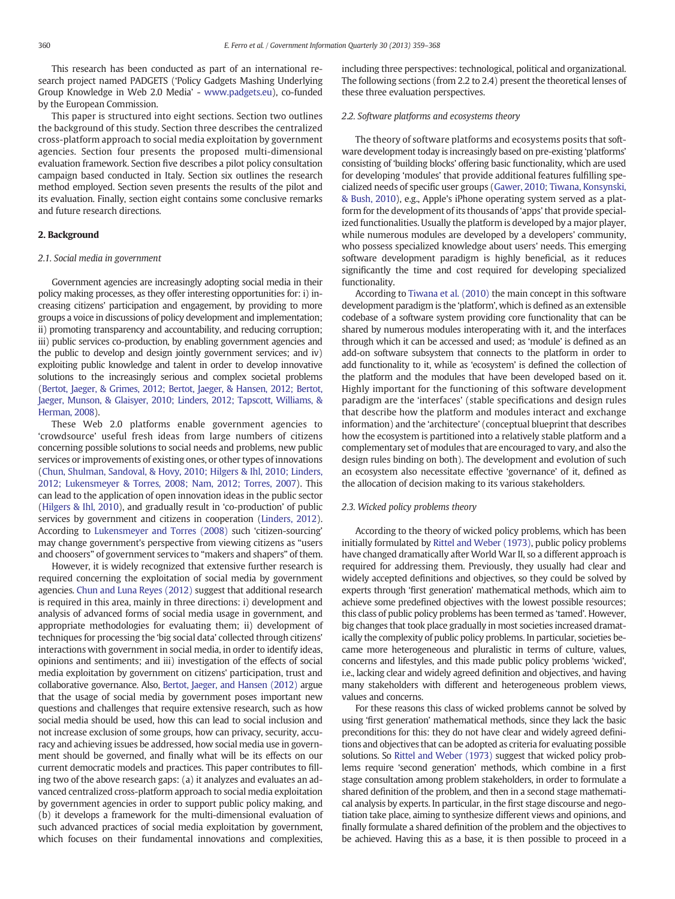This research has been conducted as part of an international research project named PADGETS ('Policy Gadgets Mashing Underlying Group Knowledge in Web 2.0 Media' - www.padgets.eu), co-funded by the European Commission.

This paper is structured into eight sections. Section two outlines the background of this study. Section three describes the centralized cross-platform approach to social media exploitation by government agencies. Section four presents the proposed multi-dimensional evaluation framework. Section five describes a pilot policy consultation campaign based conducted in Italy. Section six outlines the research method employed. Section seven presents the results of the pilot and its evaluation. Finally, section eight contains some conclusive remarks and future research directions.

## 2. Background

### 2.1. Social media in government

Government agencies are increasingly adopting social media in their policy making processes, as they offer interesting opportunities for: i) increasing citizens' participation and engagement, by providing to more groups a voice in discussions of policy development and implementation; ii) promoting transparency and accountability, and reducing corruption; iii) public services co-production, by enabling government agencies and the public to develop and design jointly government services; and iv) exploiting public knowledge and talent in order to develop innovative solutions to the increasingly serious and complex societal problems (Bertot, Jaeger, & Grimes, 2012; Bertot, Jaeger, & Hansen, 2012; Bertot, Jaeger, Munson, & Glaisyer, 2010; Linders, 2012; Tapscott, Williams, & Herman, 2008).

These Web 2.0 platforms enable government agencies to 'crowdsource' useful fresh ideas from large numbers of citizens concerning possible solutions to social needs and problems, new public services or improvements of existing ones, or other types of innovations (Chun, Shulman, Sandoval, & Hovy, 2010; Hilgers & Ihl, 2010; Linders, 2012; Lukensmeyer & Torres, 2008; Nam, 2012; Torres, 2007). This can lead to the application of open innovation ideas in the public sector (Hilgers & Ihl, 2010), and gradually result in 'co-production' of public services by government and citizens in cooperation (Linders, 2012). According to Lukensmeyer and Torres (2008) such 'citizen-sourcing' may change government's perspective from viewing citizens as "users and choosers" of government services to "makers and shapers" of them.

However, it is widely recognized that extensive further research is required concerning the exploitation of social media by government agencies. Chun and Luna Reyes (2012) suggest that additional research is required in this area, mainly in three directions: i) development and analysis of advanced forms of social media usage in government, and appropriate methodologies for evaluating them; ii) development of techniques for processing the 'big social data' collected through citizens' interactions with government in social media, in order to identify ideas, opinions and sentiments; and iii) investigation of the effects of social media exploitation by government on citizens' participation, trust and collaborative governance. Also, Bertot, Jaeger, and Hansen (2012) argue that the usage of social media by government poses important new questions and challenges that require extensive research, such as how social media should be used, how this can lead to social inclusion and not increase exclusion of some groups, how can privacy, security, accuracy and achieving issues be addressed, how social media use in government should be governed, and finally what will be its effects on our current democratic models and practices. This paper contributes to filling two of the above research gaps: (a) it analyzes and evaluates an advanced centralized cross-platform approach to social media exploitation by government agencies in order to support public policy making, and (b) it develops a framework for the multi-dimensional evaluation of such advanced practices of social media exploitation by government, which focuses on their fundamental innovations and complexities, including three perspectives: technological, political and organizational. The following sections (from 2.2 to 2.4) present the theoretical lenses of these three evaluation perspectives.

### 2.2. Software platforms and ecosystems theory

The theory of software platforms and ecosystems posits that software development today is increasingly based on pre-existing 'platforms' consisting of 'building blocks' offering basic functionality, which are used for developing 'modules' that provide additional features fulfilling specialized needs of specific user groups (Gawer, 2010; Tiwana, Konsynski, & Bush, 2010), e.g., Apple's iPhone operating system served as a platform for the development of its thousands of 'apps' that provide specialized functionalities. Usually the platform is developed by a major player, while numerous modules are developed by a developers' community, who possess specialized knowledge about users' needs. This emerging software development paradigm is highly beneficial, as it reduces significantly the time and cost required for developing specialized functionality.

According to Tiwana et al. (2010) the main concept in this software development paradigm is the 'platform', which is defined as an extensible codebase of a software system providing core functionality that can be shared by numerous modules interoperating with it, and the interfaces through which it can be accessed and used; as 'module' is defined as an add-on software subsystem that connects to the platform in order to add functionality to it, while as 'ecosystem' is defined the collection of the platform and the modules that have been developed based on it. Highly important for the functioning of this software development paradigm are the 'interfaces' (stable specifications and design rules that describe how the platform and modules interact and exchange information) and the 'architecture' (conceptual blueprint that describes how the ecosystem is partitioned into a relatively stable platform and a complementary set of modules that are encouraged to vary, and also the design rules binding on both). The development and evolution of such an ecosystem also necessitate effective 'governance' of it, defined as the allocation of decision making to its various stakeholders.

### 2.3. Wicked policy problems theory

According to the theory of wicked policy problems, which has been initially formulated by Rittel and Weber (1973), public policy problems have changed dramatically after World War II, so a different approach is required for addressing them. Previously, they usually had clear and widely accepted definitions and objectives, so they could be solved by experts through 'first generation' mathematical methods, which aim to achieve some predefined objectives with the lowest possible resources; this class of public policy problems has been termed as 'tamed'. However, big changes that took place gradually in most societies increased dramatically the complexity of public policy problems. In particular, societies became more heterogeneous and pluralistic in terms of culture, values, concerns and lifestyles, and this made public policy problems 'wicked', i.e., lacking clear and widely agreed definition and objectives, and having many stakeholders with different and heterogeneous problem views, values and concerns.

For these reasons this class of wicked problems cannot be solved by using 'first generation' mathematical methods, since they lack the basic preconditions for this: they do not have clear and widely agreed definitions and objectives that can be adopted as criteria for evaluating possible solutions. So Rittel and Weber (1973) suggest that wicked policy problems require 'second generation' methods, which combine in a first stage consultation among problem stakeholders, in order to formulate a shared definition of the problem, and then in a second stage mathematical analysis by experts. In particular, in the first stage discourse and negotiation take place, aiming to synthesize different views and opinions, and finally formulate a shared definition of the problem and the objectives to be achieved. Having this as a base, it is then possible to proceed in a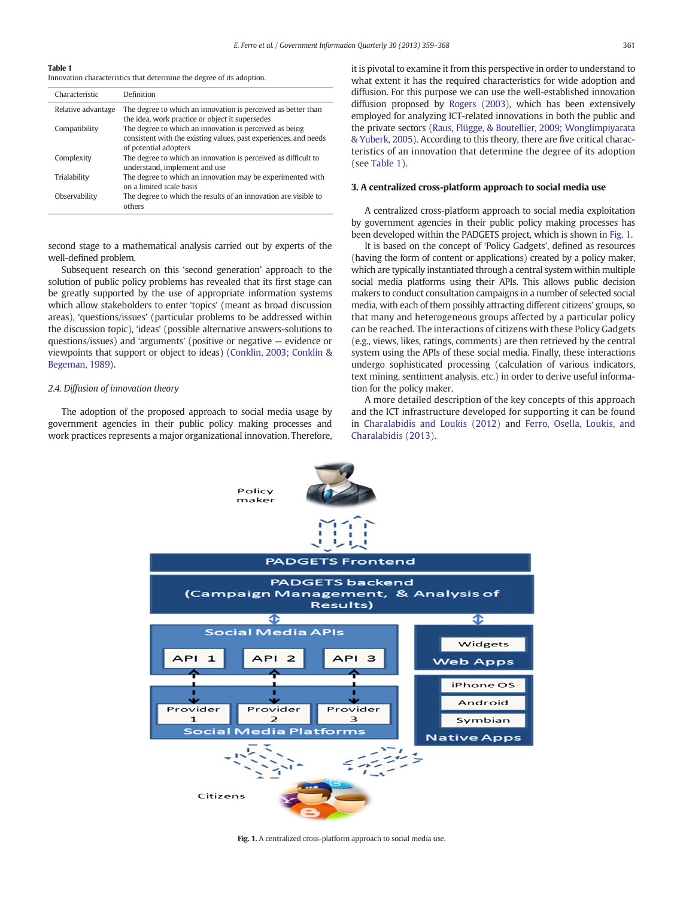**Table 1**
Innovation characteristics that determine the degree of its adoption.

| Characteristic | Definition |
|---|---|
| Relative advantage | The degree to which an innovation is perceived as better than the idea, work practice or object it supersedes |
| Compatibility | The degree to which an innovation is perceived as being consistent with the existing values, past experiences, and needs of potential adopters |
| Complexity | The degree to which an innovation is perceived as difficult to understand, implement and use |
| Trialability | The degree to which an innovation may be experimented with on a limited scale basis |
| Observability | The degree to which the results of an innovation are visible to others |

second stage to a mathematical analysis carried out by experts of the well-defined problem.

Subsequent research on this 'second generation' approach to the solution of public policy problems has revealed that its first stage can be greatly supported by the use of appropriate information systems which allow stakeholders to enter 'topics' (meant as broad discussion areas), 'questions/issues' (particular problems to be addressed within the discussion topic), 'ideas' (possible alternative answers-solutions to questions/issues) and 'arguments' (positive or negative — evidence or viewpoints that support or object to ideas) (Conklin, 2003; Conklin & Begeman, 1989).

### 2.4. Diffusion of innovation theory

The adoption of the proposed approach to social media usage by government agencies in their public policy making processes and work practices represents a major organizational innovation. Therefore, it is pivotal to examine it from this perspective in order to understand to what extent it has the required characteristics for wide adoption and diffusion. For this purpose we can use the well-established innovation diffusion proposed by Rogers (2003), which has been extensively employed for analyzing ICT-related innovations in both the public and the private sectors (Raus, Flügge, & Boutellier, 2009; Wonglimpiyarata & Yuberk, 2005). According to this theory, there are five critical characteristics of an innovation that determine the degree of its adoption (see Table 1).

## 3. A centralized cross-platform approach to social media use

A centralized cross-platform approach to social media exploitation by government agencies in their public policy making processes has been developed within the PADGETS project, which is shown in Fig. 1.

It is based on the concept of 'Policy Gadgets', defined as resources (having the form of content or applications) created by a policy maker, which are typically instantiated through a central system within multiple social media platforms using their APIs. This allows public decision makers to conduct consultation campaigns in a number of selected social media, with each of them possibly attracting different citizens' groups, so that many and heterogeneous groups affected by a particular policy can be reached. The interactions of citizens with these Policy Gadgets (e.g., views, likes, ratings, comments) are then retrieved by the central system using the APIs of these social media. Finally, these interactions undergo sophisticated processing (calculation of various indicators, text mining, sentiment analysis, etc.) in order to derive useful information for the policy maker.

A more detailed description of the key concepts of this approach and the ICT infrastructure developed for supporting it can be found in Charalabidis and Loukis (2012) and Ferro, Osella, Loukis, and Charalabidis (2013).

Policy maker

PADGETS Frontend

PADGETS backend (Campaign Management, & Analysis of Results)

Social Media APIs

API 1

API 2

API 3

Provider 1

Provider 2

Provider 3

Social Media Platforms

Widgets

Web Apps

iPhone OS

Android

Symbian

Native Apps

Citizens

**Fig. 1.** A centralized cross-platform approach to social media use.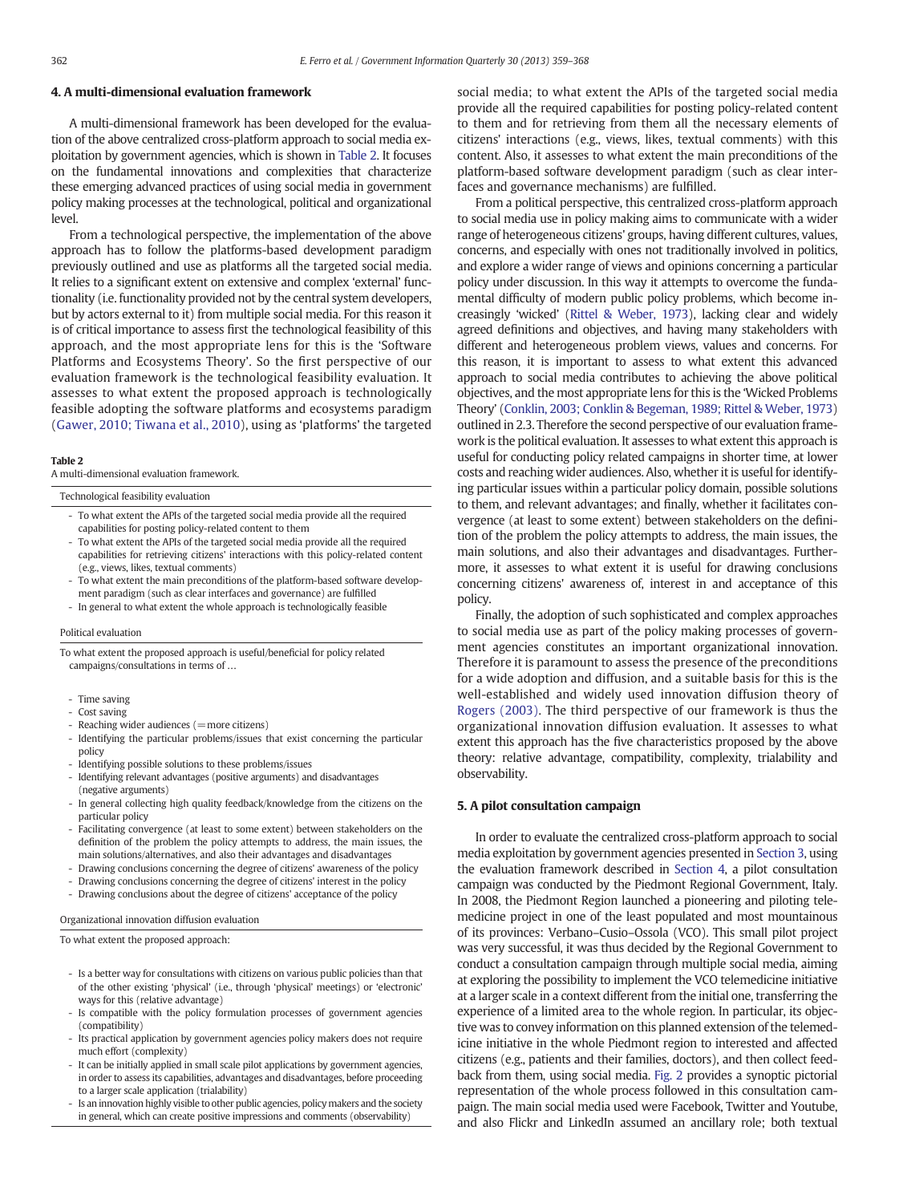## 4. A multi-dimensional evaluation framework

A multi-dimensional framework has been developed for the evaluation of the above centralized cross-platform approach to social media exploitation by government agencies, which is shown in Table 2. It focuses on the fundamental innovations and complexities that characterize these emerging advanced practices of using social media in government policy making processes at the technological, political and organizational level.

From a technological perspective, the implementation of the above approach has to follow the platforms-based development paradigm previously outlined and use as platforms all the targeted social media. It relies to a significant extent on extensive and complex 'external' functionality (i.e. functionality provided not by the central system developers, but by actors external to it) from multiple social media. For this reason it is of critical importance to assess first the technological feasibility of this approach, and the most appropriate lens for this is the 'Software Platforms and Ecosystems Theory'. So the first perspective of our evaluation framework is the technological feasibility evaluation. It assesses to what extent the proposed approach is technologically feasible adopting the software platforms and ecosystems paradigm (Gawer, 2010; Tiwana et al., 2010), using as 'platforms' the targeted social media; to what extent the APIs of the targeted social media provide all the required capabilities for posting policy-related content to them and for retrieving from them all the necessary elements of citizens' interactions (e.g., views, likes, textual comments) with this content. Also, it assesses to what extent the main preconditions of the platform-based software development paradigm (such as clear interfaces and governance mechanisms) are fulfilled.

From a political perspective, this centralized cross-platform approach to social media use in policy making aims to communicate with a wider range of heterogeneous citizens' groups, having different cultures, values, concerns, and especially with ones not traditionally involved in politics, and explore a wider range of views and opinions concerning a particular policy under discussion. In this way it attempts to overcome the fundamental difficulty of modern public policy problems, which become increasingly 'wicked' (Rittel & Weber, 1973), lacking clear and widely agreed definitions and objectives, and having many stakeholders with different and heterogeneous problem views, values and concerns. For this reason, it is important to assess to what extent this advanced approach to social media contributes to achieving the above political objectives, and the most appropriate lens for this is the 'Wicked Problems Theory' (Conklin, 2003; Conklin & Begeman, 1989; Rittel & Weber, 1973) outlined in 2.3. Therefore the second perspective of our evaluation framework is the political evaluation. It assesses to what extent this approach is useful for conducting policy related campaigns in shorter time, at lower costs and reaching wider audiences. Also, whether it is useful for identifying particular issues within a particular policy domain, possible solutions to them, and relevant advantages; and finally, whether it facilitates convergence (at least to some extent) between stakeholders on the definition of the problem the policy attempts to address, the main issues, the main solutions, and also their advantages and disadvantages. Furthermore, it assesses to what extent it is useful for drawing conclusions concerning citizens' awareness of, interest in and acceptance of this policy.

Finally, the adoption of such sophisticated and complex approaches to social media use as part of the policy making processes of government agencies constitutes an important organizational innovation. Therefore it is paramount to assess the presence of the preconditions for a wide adoption and diffusion, and a suitable basis for this is the well-established and widely used innovation diffusion theory of Rogers (2003). The third perspective of our framework is thus the organizational innovation diffusion evaluation. It assesses to what extent this approach has the five characteristics proposed by the above theory: relative advantage, compatibility, complexity, trialability and observability.

**Table 2**
A multi-dimensional evaluation framework.

**Technological feasibility evaluation**

- To what extent the APIs of the targeted social media provide all the required capabilities for posting policy-related content to them
- To what extent the APIs of the targeted social media provide all the required capabilities for retrieving citizens' interactions with this policy-related content (e.g., views, likes, textual comments)
- To what extent the main preconditions of the platform-based software development paradigm (such as clear interfaces and governance) are fulfilled
- In general to what extent the whole approach is technologically feasible

**Political evaluation**

To what extent the proposed approach is useful/beneficial for policy related campaigns/consultations in terms of …

- Time saving
- Cost saving
- Reaching wider audiences (=more citizens)
- Identifying the particular problems/issues that exist concerning the particular policy
- Identifying possible solutions to these problems/issues
- Identifying relevant advantages (positive arguments) and disadvantages (negative arguments)
- In general collecting high quality feedback/knowledge from the citizens on the particular policy
- Facilitating convergence (at least to some extent) between stakeholders on the definition of the problem the policy attempts to address, the main issues, the main solutions/alternatives, and also their advantages and disadvantages
- Drawing conclusions concerning the degree of citizens' awareness of the policy
- Drawing conclusions concerning the degree of citizens' interest in the policy
- Drawing conclusions about the degree of citizens' acceptance of the policy

**Organizational innovation diffusion evaluation**

To what extent the proposed approach:

- Is a better way for consultations with citizens on various public policies than that of the other existing 'physical' (i.e., through 'physical' meetings) or 'electronic' ways for this (relative advantage)
- Is compatible with the policy formulation processes of government agencies (compatibility)
- Its practical application by government agencies policy makers does not require much effort (complexity)
- It can be initially applied in small scale pilot applications by government agencies, in order to assess its capabilities, advantages and disadvantages, before proceeding to a larger scale application (trialability)
- Is an innovation highly visible to other public agencies, policy makers and the society in general, which can create positive impressions and comments (observability)

## 5. A pilot consultation campaign

In order to evaluate the centralized cross-platform approach to social media exploitation by government agencies presented in Section 3, using the evaluation framework described in Section 4, a pilot consultation campaign was conducted by the Piedmont Regional Government, Italy. In 2008, the Piedmont Region launched a pioneering and piloting telemedicine project in one of the least populated and most mountainous of its provinces: Verbano–Cusio–Ossola (VCO). This small pilot project was very successful, it was thus decided by the Regional Government to conduct a consultation campaign through multiple social media, aiming at exploring the possibility to implement the VCO telemedicine initiative at a larger scale in a context different from the initial one, transferring the experience of a limited area to the whole region. In particular, its objective was to convey information on this planned extension of the telemedicine initiative in the whole Piedmont region to interested and affected citizens (e.g., patients and their families, doctors), and then collect feedback from them, using social media. Fig. 2 provides a synoptic pictorial representation of the whole process followed in this consultation campaign. The main social media used were Facebook, Twitter and Youtube, and also Flickr and LinkedIn assumed an ancillary role; both textual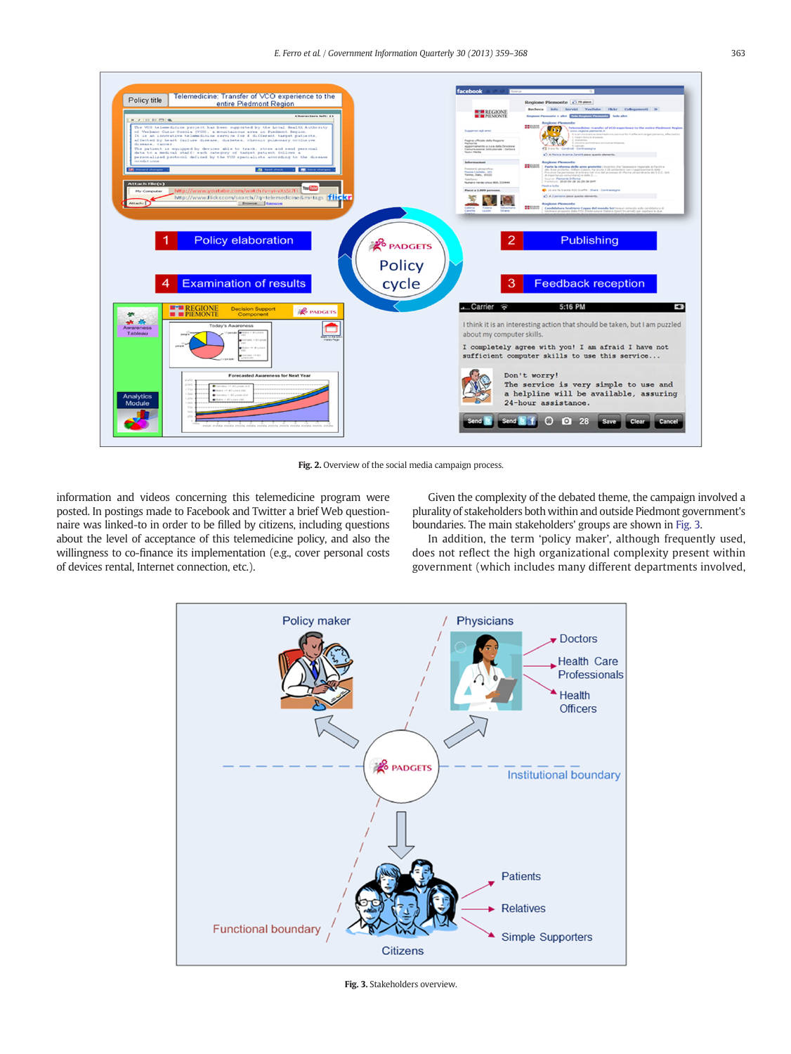Fig. 2. Overview of the social media campaign process.

information and videos concerning this telemedicine program were posted. In postings made to Facebook and Twitter a brief Web questionnaire was linked-to in order to be filled by citizens, including questions about the level of acceptance of this telemedicine policy, and also the willingness to co-finance its implementation (e.g., cover personal costs of devices rental, Internet connection, etc.).

Given the complexity of the debated theme, the campaign involved a plurality of stakeholders both within and outside Piedmont government's boundaries. The main stakeholders' groups are shown in Fig. 3.

In addition, the term 'policy maker', although frequently used, does not reflect the high organizational complexity present within government (which includes many different departments involved,

Fig. 3. Stakeholders overview.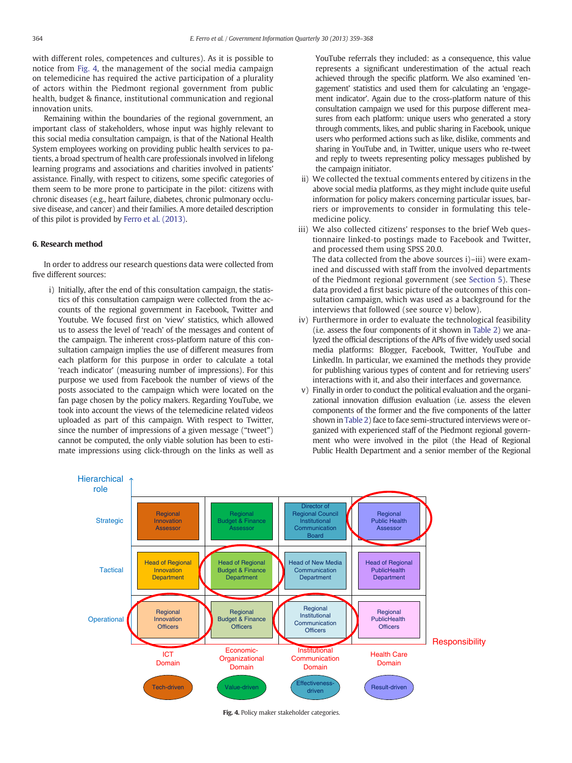with different roles, competences and cultures). As it is possible to notice from Fig. 4, the management of the social media campaign on telemedicine has required the active participation of a plurality of actors within the Piedmont regional government from public health, budget & finance, institutional communication and regional innovation units.

Remaining within the boundaries of the regional government, an important class of stakeholders, whose input was highly relevant to this social media consultation campaign, is that of the National Health System employees working on providing public health services to patients, a broad spectrum of health care professionals involved in lifelong learning programs and associations and charities involved in patients' assistance. Finally, with respect to citizens, some specific categories of them seem to be more prone to participate in the pilot: citizens with chronic diseases (e.g., heart failure, diabetes, chronic pulmonary occlusive disease, and cancer) and their families. A more detailed description of this pilot is provided by Ferro et al. (2013).

## 6. Research method

In order to address our research questions data were collected from five different sources:

i) Initially, after the end of this consultation campaign, the statistics of this consultation campaign were collected from the accounts of the regional government in Facebook, Twitter and Youtube. We focused first on 'view' statistics, which allowed us to assess the level of 'reach' of the messages and content of the campaign. The inherent cross-platform nature of this consultation campaign implies the use of different measures from each platform for this purpose in order to calculate a total 'reach indicator' (measuring number of impressions). For this purpose we used from Facebook the number of views of the posts associated to the campaign which were located on the fan page chosen by the policy makers. Regarding YouTube, we took into account the views of the telemedicine related videos uploaded as part of this campaign. With respect to Twitter, since the number of impressions of a given message ("tweet") cannot be computed, the only viable solution has been to estimate impressions using click-through on the links as well as YouTube referrals they included: as a consequence, this value represents a significant underestimation of the actual reach achieved through the specific platform. We also examined 'engagement' statistics and used them for calculating an 'engagement indicator'. Again due to the cross-platform nature of this consultation campaign we used for this purpose different measures from each platform: unique users who generated a story through comments, likes, and public sharing in Facebook, unique users who performed actions such as like, dislike, comments and sharing in YouTube and, in Twitter, unique users who re-tweet and reply to tweets representing policy messages published by the campaign initiator.

ii) We collected the textual comments entered by citizens in the above social media platforms, as they might include quite useful information for policy makers concerning particular issues, barriers or improvements to consider in formulating this telemedicine policy.

iii) We also collected citizens' responses to the brief Web questionnaire linked-to postings made to Facebook and Twitter, and processed them using SPSS 20.0.

The data collected from the above sources i)–iii) were examined and discussed with staff from the involved departments of the Piedmont regional government (see Section 5). These data provided a first basic picture of the outcomes of this consultation campaign, which was used as a background for the interviews that followed (see source v) below).

iv) Furthermore in order to evaluate the technological feasibility (i.e. assess the four components of it shown in Table 2) we analyzed the official descriptions of the APIs of five widely used social media platforms: Blogger, Facebook, Twitter, YouTube and LinkedIn. In particular, we examined the methods they provide for publishing various types of content and for retrieving users' interactions with it, and also their interfaces and governance.

v) Finally in order to conduct the political evaluation and the organizational innovation diffusion evaluation (i.e. assess the eleven components of the former and the five components of the latter shown in Table 2) face to face semi-structured interviews were organized with experienced staff of the Piedmont regional government who were involved in the pilot (the Head of Regional Public Health Department and a senior member of the Regional

Hierarchical role

Strategic

Tactical

Operational

Regional Innovation Assessor

Regional Budget & Finance Assessor

Director of Regional Council Institutional Communication Board

Regional Public Health Assessor

Head of Regional Innovation Department

Head of Regional Budget & Finance Department

Head of New Media Communication Department

Head of Regional PublicHealth Department

Regional Innovation Officers

Regional Budget & Finance Officers

Regional Institutional Communication Officers

Regional PublicHealth Officers

Responsibility

ICT Domain

Economic-Organizational Domain

Institutional Communication Domain

Health Care Domain

Tech-driven

Value-driven

Effectiveness-driven

Result-driven

**Fig. 4.** Policy maker stakeholder categories.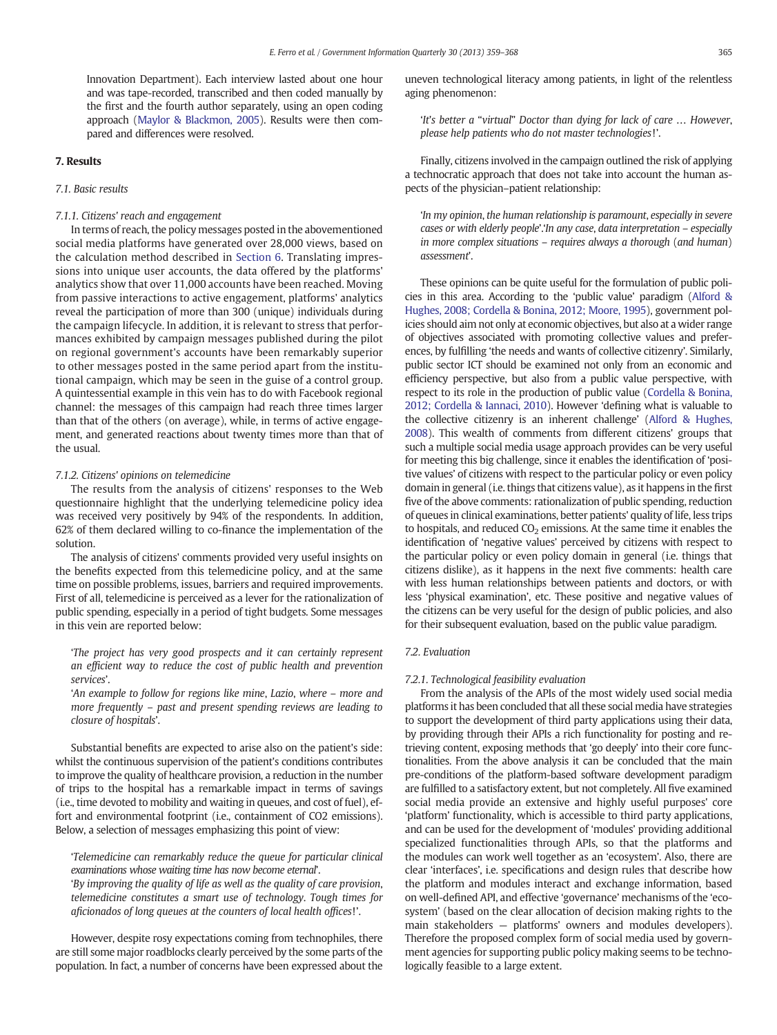Innovation Department). Each interview lasted about one hour and was tape-recorded, transcribed and then coded manually by the first and the fourth author separately, using an open coding approach (Maylor & Blackmon, 2005). Results were then compared and differences were resolved.

## 7. Results

### 7.1. Basic results

#### 7.1.1. Citizens' reach and engagement

In terms of reach, the policy messages posted in the abovementioned social media platforms have generated over 28,000 views, based on the calculation method described in Section 6. Translating impressions into unique user accounts, the data offered by the platforms' analytics show that over 11,000 accounts have been reached. Moving from passive interactions to active engagement, platforms' analytics reveal the participation of more than 300 (unique) individuals during the campaign lifecycle. In addition, it is relevant to stress that performances exhibited by campaign messages published during the pilot on regional government's accounts have been remarkably superior to other messages posted in the same period apart from the institutional campaign, which may be seen in the guise of a control group. A quintessential example in this vein has to do with Facebook regional channel: the messages of this campaign had reach three times larger than that of the others (on average), while, in terms of active engagement, and generated reactions about twenty times more than that of the usual.

#### 7.1.2. Citizens' opinions on telemedicine

The results from the analysis of citizens' responses to the Web questionnaire highlight that the underlying telemedicine policy idea was received very positively by 94% of the respondents. In addition, 62% of them declared willing to co-finance the implementation of the solution.

The analysis of citizens' comments provided very useful insights on the benefits expected from this telemedicine policy, and at the same time on possible problems, issues, barriers and required improvements. First of all, telemedicine is perceived as a lever for the rationalization of public spending, especially in a period of tight budgets. Some messages in this vein are reported below:

> '*The project has very good prospects and it can certainly represent an efficient way to reduce the cost of public health and prevention services*'.
> '*An example to follow for regions like mine, Lazio, where – more and more frequently – past and present spending reviews are leading to closure of hospitals*'.

Substantial benefits are expected to arise also on the patient's side: whilst the continuous supervision of the patient's conditions contributes to improve the quality of healthcare provision, a reduction in the number of trips to the hospital has a remarkable impact in terms of savings (i.e., time devoted to mobility and waiting in queues, and cost of fuel), effort and environmental footprint (i.e., containment of CO2 emissions). Below, a selection of messages emphasizing this point of view:

> '*Telemedicine can remarkably reduce the queue for particular clinical examinations whose waiting time has now become eternal*'.
> '*By improving the quality of life as well as the quality of care provision, telemedicine constitutes a smart use of technology. Tough times for aficionados of long queues at the counters of local health offices*!'.

However, despite rosy expectations coming from technophiles, there are still some major roadblocks clearly perceived by the some parts of the population. In fact, a number of concerns have been expressed about the uneven technological literacy among patients, in light of the relentless aging phenomenon:

> '*It's better a* "*virtual*" *Doctor than dying for lack of care … However, please help patients who do not master technologies*!'.

Finally, citizens involved in the campaign outlined the risk of applying a technocratic approach that does not take into account the human aspects of the physician–patient relationship:

> '*In my opinion, the human relationship is paramount, especially in severe cases or with elderly people*'.'*In any case, data interpretation – especially in more complex situations – requires always a thorough* (*and human*) *assessment*'.

These opinions can be quite useful for the formulation of public policies in this area. According to the 'public value' paradigm (Alford & Hughes, 2008; Cordella & Bonina, 2012; Moore, 1995), government policies should aim not only at economic objectives, but also at a wider range of objectives associated with promoting collective values and preferences, by fulfilling 'the needs and wants of collective citizenry'. Similarly, public sector ICT should be examined not only from an economic and efficiency perspective, but also from a public value perspective, with respect to its role in the production of public value (Cordella & Bonina, 2012; Cordella & Iannaci, 2010). However 'defining what is valuable to the collective citizenry is an inherent challenge' (Alford & Hughes, 2008). This wealth of comments from different citizens' groups that such a multiple social media usage approach provides can be very useful for meeting this big challenge, since it enables the identification of 'positive values' of citizens with respect to the particular policy or even policy domain in general (i.e. things that citizens value), as it happens in the first five of the above comments: rationalization of public spending, reduction of queues in clinical examinations, better patients' quality of life, less trips to hospitals, and reduced $CO_2$ emissions. At the same time it enables the identification of 'negative values' perceived by citizens with respect to the particular policy or even policy domain in general (i.e. things that citizens dislike), as it happens in the next five comments: health care with less human relationships between patients and doctors, or with less 'physical examination', etc. These positive and negative values of the citizens can be very useful for the design of public policies, and also for their subsequent evaluation, based on the public value paradigm.

### 7.2. Evaluation

#### 7.2.1. Technological feasibility evaluation

From the analysis of the APIs of the most widely used social media platforms it has been concluded that all these social media have strategies to support the development of third party applications using their data, by providing through their APIs a rich functionality for posting and retrieving content, exposing methods that 'go deeply' into their core functionalities. From the above analysis it can be concluded that the main pre-conditions of the platform-based software development paradigm are fulfilled to a satisfactory extent, but not completely. All five examined social media provide an extensive and highly useful purposes' core 'platform' functionality, which is accessible to third party applications, and can be used for the development of 'modules' providing additional specialized functionalities through APIs, so that the platforms and the modules can work well together as an 'ecosystem'. Also, there are clear 'interfaces', i.e. specifications and design rules that describe how the platform and modules interact and exchange information, based on well-defined API, and effective 'governance' mechanisms of the 'ecosystem' (based on the clear allocation of decision making rights to the main stakeholders — platforms' owners and modules developers). Therefore the proposed complex form of social media used by government agencies for supporting public policy making seems to be technologically feasible to a large extent.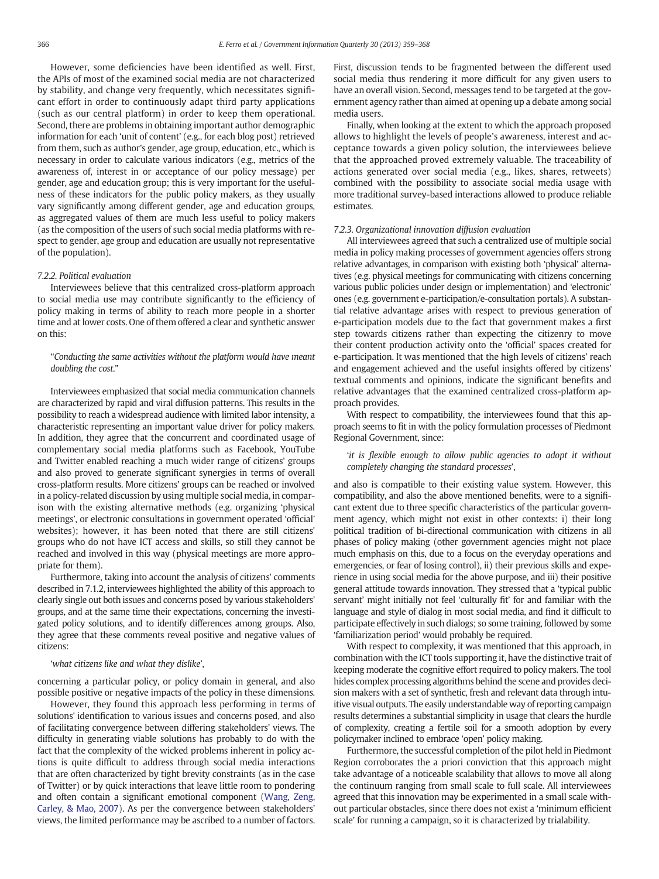However, some deficiencies have been identified as well. First, the APIs of most of the examined social media are not characterized by stability, and change very frequently, which necessitates significant effort in order to continuously adapt third party applications (such as our central platform) in order to keep them operational. Second, there are problems in obtaining important author demographic information for each 'unit of content' (e.g., for each blog post) retrieved from them, such as author's gender, age group, education, etc., which is necessary in order to calculate various indicators (e.g., metrics of the awareness of, interest in or acceptance of our policy message) per gender, age and education group; this is very important for the usefulness of these indicators for the public policy makers, as they usually vary significantly among different gender, age and education groups, as aggregated values of them are much less useful to policy makers (as the composition of the users of such social media platforms with respect to gender, age group and education are usually not representative of the population).

#### 7.2.2. Political evaluation

Interviewees believe that this centralized cross-platform approach to social media use may contribute significantly to the efficiency of policy making in terms of ability to reach more people in a shorter time and at lower costs. One of them offered a clear and synthetic answer on this:

> "*Conducting the same activities without the platform would have meant doubling the cost.*"

Interviewees emphasized that social media communication channels are characterized by rapid and viral diffusion patterns. This results in the possibility to reach a widespread audience with limited labor intensity, a characteristic representing an important value driver for policy makers. In addition, they agree that the concurrent and coordinated usage of complementary social media platforms such as Facebook, YouTube and Twitter enabled reaching a much wider range of citizens' groups and also proved to generate significant synergies in terms of overall cross-platform results. More citizens' groups can be reached or involved in a policy-related discussion by using multiple social media, in comparison with the existing alternative methods (e.g. organizing 'physical meetings', or electronic consultations in government operated 'official' websites); however, it has been noted that there are still citizens' groups who do not have ICT access and skills, so still they cannot be reached and involved in this way (physical meetings are more appropriate for them).

Furthermore, taking into account the analysis of citizens' comments described in 7.1.2, interviewees highlighted the ability of this approach to clearly single out both issues and concerns posed by various stakeholders' groups, and at the same time their expectations, concerning the investigated policy solutions, and to identify differences among groups. Also, they agree that these comments reveal positive and negative values of citizens:

> '*what citizens like and what they dislike*',

concerning a particular policy, or policy domain in general, and also possible positive or negative impacts of the policy in these dimensions.

However, they found this approach less performing in terms of solutions' identification to various issues and concerns posed, and also of facilitating convergence between differing stakeholders' views. The difficulty in generating viable solutions has probably to do with the fact that the complexity of the wicked problems inherent in policy actions is quite difficult to address through social media interactions that are often characterized by tight brevity constraints (as in the case of Twitter) or by quick interactions that leave little room to pondering and often contain a significant emotional component (Wang, Zeng, Carley, & Mao, 2007). As per the convergence between stakeholders' views, the limited performance may be ascribed to a number of factors. First, discussion tends to be fragmented between the different used social media thus rendering it more difficult for any given users to have an overall vision. Second, messages tend to be targeted at the government agency rather than aimed at opening up a debate among social media users.

Finally, when looking at the extent to which the approach proposed allows to highlight the levels of people's awareness, interest and acceptance towards a given policy solution, the interviewees believe that the approached proved extremely valuable. The traceability of actions generated over social media (e.g., likes, shares, retweets) combined with the possibility to associate social media usage with more traditional survey-based interactions allowed to produce reliable estimates.

#### 7.2.3. Organizational innovation diffusion evaluation

All interviewees agreed that such a centralized use of multiple social media in policy making processes of government agencies offers strong relative advantages, in comparison with existing both 'physical' alternatives (e.g. physical meetings for communicating with citizens concerning various public policies under design or implementation) and 'electronic' ones (e.g. government e-participation/e-consultation portals). A substantial relative advantage arises with respect to previous generation of e-participation models due to the fact that government makes a first step towards citizens rather than expecting the citizenry to move their content production activity onto the 'official' spaces created for e-participation. It was mentioned that the high levels of citizens' reach and engagement achieved and the useful insights offered by citizens' textual comments and opinions, indicate the significant benefits and relative advantages that the examined centralized cross-platform approach provides.

With respect to compatibility, the interviewees found that this approach seems to fit in with the policy formulation processes of Piedmont Regional Government, since:

> '*it is flexible enough to allow public agencies to adopt it without completely changing the standard processes*',

and also is compatible to their existing value system. However, this compatibility, and also the above mentioned benefits, were to a significant extent due to three specific characteristics of the particular government agency, which might not exist in other contexts: i) their long political tradition of bi-directional communication with citizens in all phases of policy making (other government agencies might not place much emphasis on this, due to a focus on the everyday operations and emergencies, or fear of losing control), ii) their previous skills and experience in using social media for the above purpose, and iii) their positive general attitude towards innovation. They stressed that a 'typical public servant' might initially not feel 'culturally fit' for and familiar with the language and style of dialog in most social media, and find it difficult to participate effectively in such dialogs; so some training, followed by some 'familiarization period' would probably be required.

With respect to complexity, it was mentioned that this approach, in combination with the ICT tools supporting it, have the distinctive trait of keeping moderate the cognitive effort required to policy makers. The tool hides complex processing algorithms behind the scene and provides decision makers with a set of synthetic, fresh and relevant data through intuitive visual outputs. The easily understandable way of reporting campaign results determines a substantial simplicity in usage that clears the hurdle of complexity, creating a fertile soil for a smooth adoption by every policymaker inclined to embrace 'open' policy making.

Furthermore, the successful completion of the pilot held in Piedmont Region corroborates the a priori conviction that this approach might take advantage of a noticeable scalability that allows to move all along the continuum ranging from small scale to full scale. All interviewees agreed that this innovation may be experimented in a small scale without particular obstacles, since there does not exist a 'minimum efficient scale' for running a campaign, so it is characterized by trialability.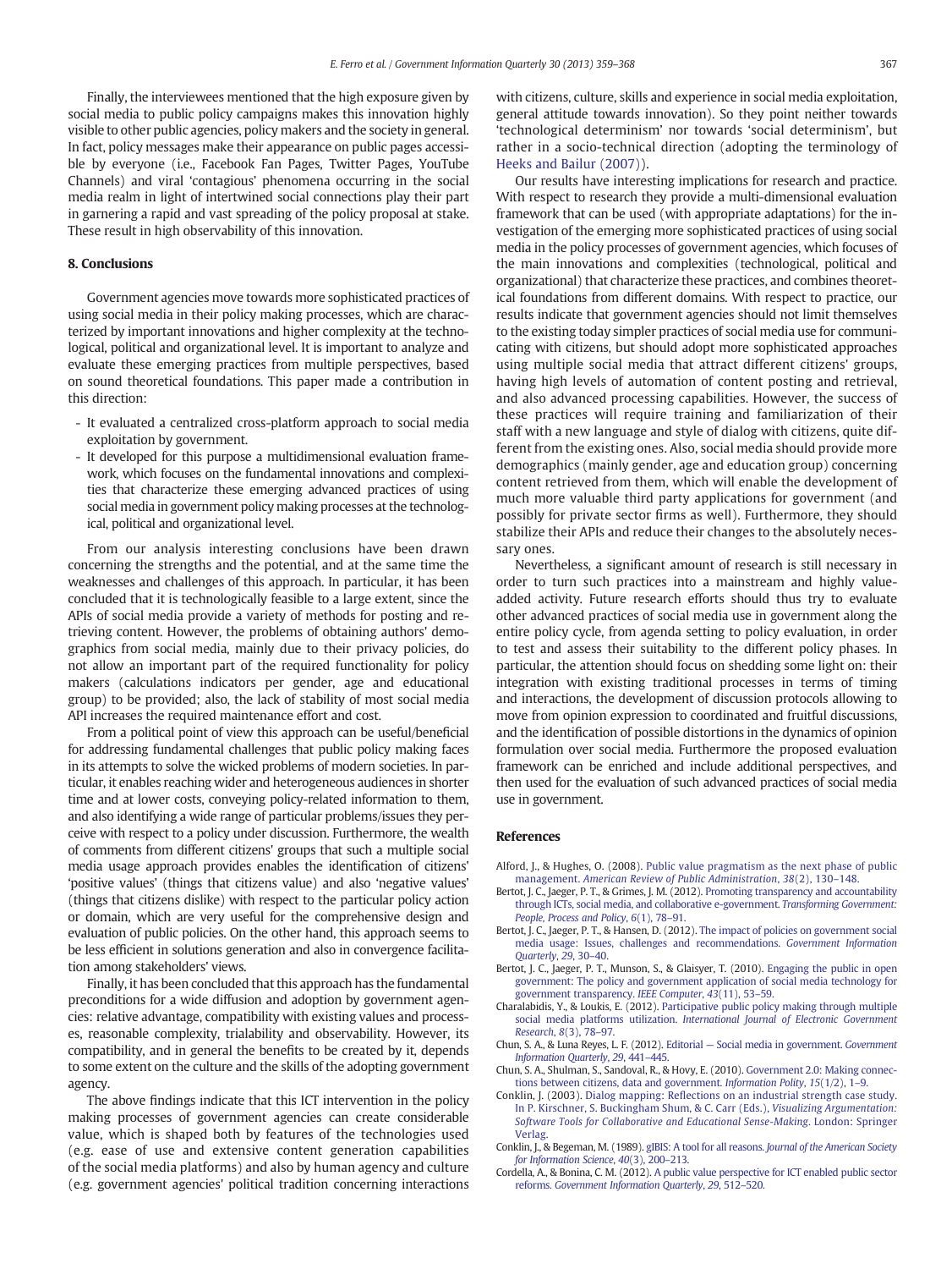Finally, the interviewees mentioned that the high exposure given by social media to public policy campaigns makes this innovation highly visible to other public agencies, policy makers and the society in general. In fact, policy messages make their appearance on public pages accessible by everyone (i.e., Facebook Fan Pages, Twitter Pages, YouTube Channels) and viral 'contagious' phenomena occurring in the social media realm in light of intertwined social connections play their part in garnering a rapid and vast spreading of the policy proposal at stake. These result in high observability of this innovation.

## 8. Conclusions

Government agencies move towards more sophisticated practices of using social media in their policy making processes, which are characterized by important innovations and higher complexity at the technological, political and organizational level. It is important to analyze and evaluate these emerging practices from multiple perspectives, based on sound theoretical foundations. This paper made a contribution in this direction:

- It evaluated a centralized cross-platform approach to social media exploitation by government.
- It developed for this purpose a multidimensional evaluation framework, which focuses on the fundamental innovations and complexities that characterize these emerging advanced practices of using social media in government policy making processes at the technological, political and organizational level.

From our analysis interesting conclusions have been drawn concerning the strengths and the potential, and at the same time the weaknesses and challenges of this approach. In particular, it has been concluded that it is technologically feasible to a large extent, since the APIs of social media provide a variety of methods for posting and retrieving content. However, the problems of obtaining authors' demographics from social media, mainly due to their privacy policies, do not allow an important part of the required functionality for policy makers (calculations indicators per gender, age and educational group) to be provided; also, the lack of stability of most social media API increases the required maintenance effort and cost.

From a political point of view this approach can be useful/beneficial for addressing fundamental challenges that public policy making faces in its attempts to solve the wicked problems of modern societies. In particular, it enables reaching wider and heterogeneous audiences in shorter time and at lower costs, conveying policy-related information to them, and also identifying a wide range of particular problems/issues they perceive with respect to a policy under discussion. Furthermore, the wealth of comments from different citizens' groups that such a multiple social media usage approach provides enables the identification of citizens' 'positive values' (things that citizens value) and also 'negative values' (things that citizens dislike) with respect to the particular policy action or domain, which are very useful for the comprehensive design and evaluation of public policies. On the other hand, this approach seems to be less efficient in solutions generation and also in convergence facilitation among stakeholders' views.

Finally, it has been concluded that this approach has the fundamental preconditions for a wide diffusion and adoption by government agencies: relative advantage, compatibility with existing values and processes, reasonable complexity, trialability and observability. However, its compatibility, and in general the benefits to be created by it, depends to some extent on the culture and the skills of the adopting government agency.

The above findings indicate that this ICT intervention in the policy making processes of government agencies can create considerable value, which is shaped both by features of the technologies used (e.g. ease of use and extensive content generation capabilities of the social media platforms) and also by human agency and culture (e.g. government agencies' political tradition concerning interactions with citizens, culture, skills and experience in social media exploitation, general attitude towards innovation). So they point neither towards 'technological determinism' nor towards 'social determinism', but rather in a socio-technical direction (adopting the terminology of Heeks and Bailur (2007)).

Our results have interesting implications for research and practice. With respect to research they provide a multi-dimensional evaluation framework that can be used (with appropriate adaptations) for the investigation of the emerging more sophisticated practices of using social media in the policy processes of government agencies, which focuses of the main innovations and complexities (technological, political and organizational) that characterize these practices, and combines theoretical foundations from different domains. With respect to practice, our results indicate that government agencies should not limit themselves to the existing today simpler practices of social media use for communicating with citizens, but should adopt more sophisticated approaches using multiple social media that attract different citizens' groups, having high levels of automation of content posting and retrieval, and also advanced processing capabilities. However, the success of these practices will require training and familiarization of their staff with a new language and style of dialog with citizens, quite different from the existing ones. Also, social media should provide more demographics (mainly gender, age and education group) concerning content retrieved from them, which will enable the development of much more valuable third party applications for government (and possibly for private sector firms as well). Furthermore, they should stabilize their APIs and reduce their changes to the absolutely necessary ones.

Nevertheless, a significant amount of research is still necessary in order to turn such practices into a mainstream and highly value-added activity. Future research efforts should thus try to evaluate other advanced practices of social media use in government along the entire policy cycle, from agenda setting to policy evaluation, in order to test and assess their suitability to the different policy phases. In particular, the attention should focus on shedding some light on: their integration with existing traditional processes in terms of timing and interactions, the development of discussion protocols allowing to move from opinion expression to coordinated and fruitful discussions, and the identification of possible distortions in the dynamics of opinion formulation over social media. Furthermore the proposed evaluation framework can be enriched and include additional perspectives, and then used for the evaluation of such advanced practices of social media use in government.

## References

Alford, J., & Hughes, O. (2008). Public value pragmatism as the next phase of public management. *American Review of Public Administration*, *38*(2), 130–148.

Bertot, J. C., Jaeger, P. T., & Grimes, J. M. (2012). Promoting transparency and accountability through ICTs, social media, and collaborative e-government. *Transforming Government: People, Process and Policy*, *6*(1), 78–91.

Bertot, J. C., Jaeger, P. T., & Hansen, D. (2012). The impact of policies on government social media usage: Issues, challenges and recommendations. *Government Information Quarterly*, *29*, 30–40.

Bertot, J. C., Jaeger, P. T., Munson, S., & Glaisyer, T. (2010). Engaging the public in open government: The policy and government application of social media technology for government transparency. *IEEE Computer*, *43*(11), 53–59.

Charalabidis, Y., & Loukis, E. (2012). Participative public policy making through multiple social media platforms utilization. *International Journal of Electronic Government Research*, *8*(3), 78–97.

Chun, S. A., & Luna Reyes, L. F. (2012). Editorial — Social media in government. *Government Information Quarterly*, *29*, 441–445.

Chun, S. A., Shulman, S., Sandoval, R., & Hovy, E. (2010). Government 2.0: Making connections between citizens, data and government. *Information Polity*, *15*(1/2), 1–9.

Conklin, J. (2003). Dialog mapping: Reflections on an industrial strength case study. In P. Kirschner, S. Buckingham Shum, & C. Carr (Eds.), *Visualizing Argumentation: Software Tools for Collaborative and Educational Sense-Making*. London: Springer Verlag.

Conklin, J., & Begeman, M. (1989). gIBIS: A tool for all reasons. *Journal of the American Society for Information Science*, *40*(3), 200–213.

Cordella, A., & Bonina, C. M. (2012). A public value perspective for ICT enabled public sector reforms. *Government Information Quarterly*, *29*, 512–520.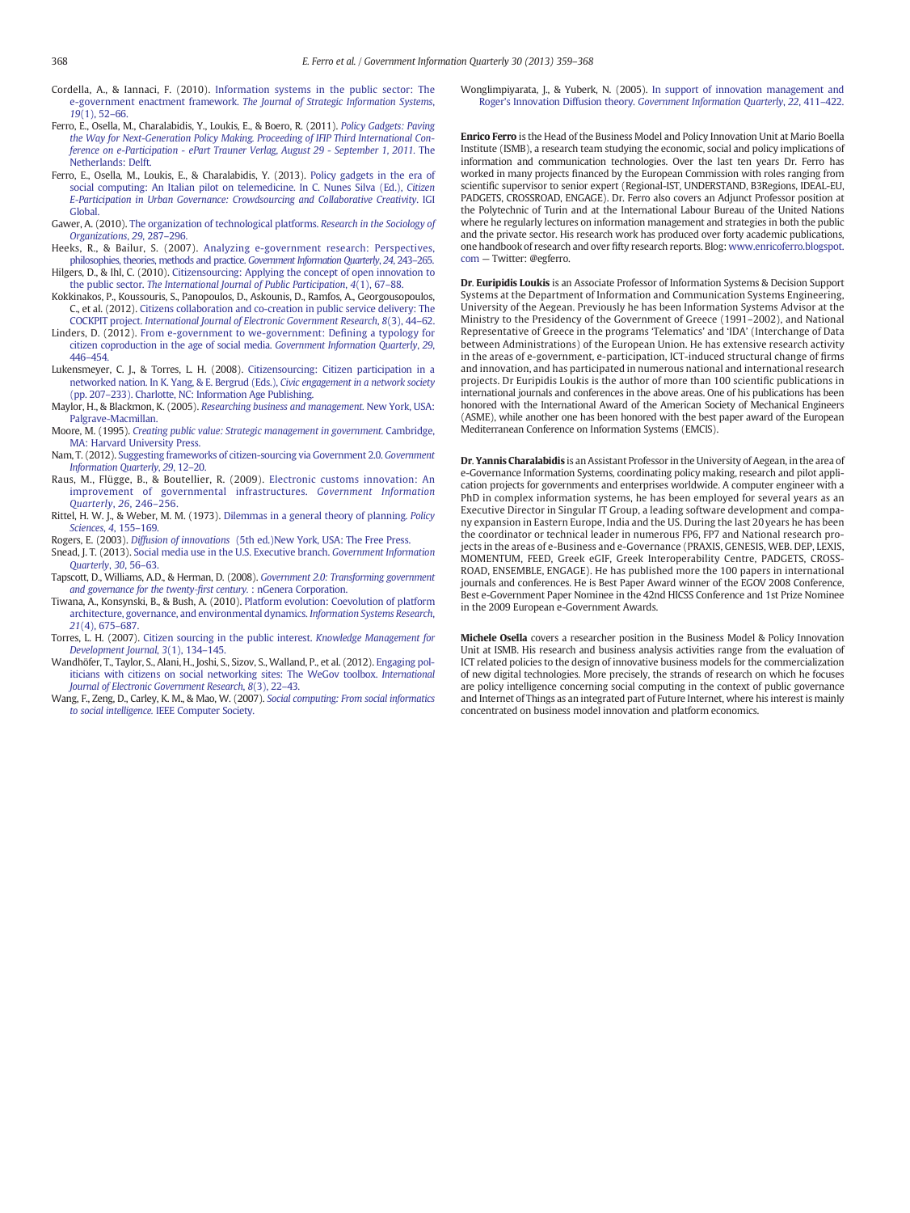Cordella, A., & Iannaci, F. (2010). Information systems in the public sector: The e-government enactment framework. *The Journal of Strategic Information Systems*, *19*(1), 52–66.

Ferro, E., Osella, M., Charalabidis, Y., Loukis, E., & Boero, R. (2011). *Policy Gadgets: Paving the Way for Next-Generation Policy Making. Proceeding of IFIP Third International Conference on e-Participation - ePart Trauner Verlag, August 29 - September 1, 2011*. The Netherlands: Delft.

Ferro, E., Osella, M., Loukis, E., & Charalabidis, Y. (2013). Policy gadgets in the era of social computing: An Italian pilot on telemedicine. In C. Nunes Silva (Ed.), *Citizen E-Participation in Urban Governance: Crowdsourcing and Collaborative Creativity*. IGI Global.

Gawer, A. (2010). The organization of technological platforms. *Research in the Sociology of Organizations*, *29*, 287–296.

Heeks, R., & Bailur, S. (2007). Analyzing e-government research: Perspectives, philosophies, theories, methods and practice. *Government Information Quarterly*, *24*, 243–265.

Hilgers, D., & Ihl, C. (2010). Citizensourcing: Applying the concept of open innovation to the public sector. *The International Journal of Public Participation*, *4*(1), 67–88.

Kokkinakos, P., Koussouris, S., Panopoulos, D., Askounis, D., Ramfos, A., Georgousopoulos, C., et al. (2012). Citizens collaboration and co-creation in public service delivery: The COCKPIT project. *International Journal of Electronic Government Research*, *8*(3), 44–62.

Linders, D. (2012). From e-government to we-government: Defining a typology for citizen coproduction in the age of social media. *Government Information Quarterly*, *29*, 446–454.

Lukensmeyer, C. J., & Torres, L. H. (2008). Citizensourcing: Citizen participation in a networked nation. In K. Yang, & E. Bergrud (Eds.), *Civic engagement in a network society* (pp. 207–233). Charlotte, NC: Information Age Publishing.

Maylor, H., & Blackmon, K. (2005). *Researching business and management*. New York, USA: Palgrave-Macmillan.

Moore, M. (1995). *Creating public value: Strategic management in government*. Cambridge, MA: Harvard University Press.

Nam, T. (2012). Suggesting frameworks of citizen-sourcing via Government 2.0. *Government Information Quarterly*, *29*, 12–20.

Raus, M., Flügge, B., & Boutellier, R. (2009). Electronic customs innovation: An improvement of governmental infrastructures. *Government Information Quarterly*, *26*, 246–256.

Rittel, H. W. J., & Weber, M. M. (1973). Dilemmas in a general theory of planning. *Policy Sciences*, *4*, 155–169.

Rogers, E. (2003). *Diffusion of innovations* (5th ed.)New York, USA: The Free Press.

Snead, J. T. (2013). Social media use in the U.S. Executive branch. *Government Information Quarterly*, *30*, 56–63.

Tapscott, D., Williams, A.D., & Herman, D. (2008). *Government 2.0: Transforming government and governance for the twenty-first century*. : nGenera Corporation.

Tiwana, A., Konsynski, B., & Bush, A. (2010). Platform evolution: Coevolution of platform architecture, governance, and environmental dynamics. *Information Systems Research*, *21*(4), 675–687.

Torres, L. H. (2007). Citizen sourcing in the public interest. *Knowledge Management for Development Journal*, *3*(1), 134–145.

Wandhöfer, T., Taylor, S., Alani, H., Joshi, S., Sizov, S., Walland, P., et al. (2012). Engaging politicians with citizens on social networking sites: The WeGov toolbox. *International Journal of Electronic Government Research*, *8*(3), 22–43.

Wang, F., Zeng, D., Carley, K. M., & Mao, W. (2007). *Social computing: From social informatics to social intelligence*. IEEE Computer Society.

Wonglimpiyarata, J., & Yuberk, N. (2005). In support of innovation management and Roger's Innovation Diffusion theory. *Government Information Quarterly*, *22*, 411–422.

**Enrico Ferro** is the Head of the Business Model and Policy Innovation Unit at Mario Boella Institute (ISMB), a research team studying the economic, social and policy implications of information and communication technologies. Over the last ten years Dr. Ferro has worked in many projects financed by the European Commission with roles ranging from scientific supervisor to senior expert (Regional-IST, UNDERSTAND, B3Regions, IDEAL-EU, PADGETS, CROSSROAD, ENGAGE). Dr. Ferro also covers an Adjunct Professor position at the Polytechnic of Turin and at the International Labour Bureau of the United Nations where he regularly lectures on information management and strategies in both the public and the private sector. His research work has produced over forty academic publications, one handbook of research and over fifty research reports. Blog: www.enricoferro.blogspot.com — Twitter: @egferro.

**Dr. Euripidis Loukis** is an Associate Professor of Information Systems & Decision Support Systems at the Department of Information and Communication Systems Engineering, University of the Aegean. Previously he has been Information Systems Advisor at the Ministry to the Presidency of the Government of Greece (1991–2002), and National Representative of Greece in the programs 'Telematics' and 'IDA' (Interchange of Data between Administrations) of the European Union. He has extensive research activity in the areas of e-government, e-participation, ICT-induced structural change of firms and innovation, and has participated in numerous national and international research projects. Dr Euripidis Loukis is the author of more than 100 scientific publications in international journals and conferences in the above areas. One of his publications has been honored with the International Award of the American Society of Mechanical Engineers (ASME), while another one has been honored with the best paper award of the European Mediterranean Conference on Information Systems (EMCIS).

**Dr. Yannis Charalabidis** is an Assistant Professor in the University of Aegean, in the area of e-Governance Information Systems, coordinating policy making, research and pilot application projects for governments and enterprises worldwide. A computer engineer with a PhD in complex information systems, he has been employed for several years as an Executive Director in Singular IT Group, a leading software development and company expansion in Eastern Europe, India and the US. During the last 20 years he has been the coordinator or technical leader in numerous FP6, FP7 and National research projects in the areas of e-Business and e-Governance (PRAXIS, GENESIS, WEB. DEP, LEXIS, MOMENTUM, FEED, Greek eGIF, Greek Interoperability Centre, PADGETS, CROSSROAD, ENSEMBLE, ENGAGE). He has published more the 100 papers in international journals and conferences. He is Best Paper Award winner of the EGOV 2008 Conference, Best e-Government Paper Nominee in the 42nd HICSS Conference and 1st Prize Nominee in the 2009 European e-Government Awards.

**Michele Osella** covers a researcher position in the Business Model & Policy Innovation Unit at ISMB. His research and business analysis activities range from the evaluation of ICT related policies to the design of innovative business models for the commercialization of new digital technologies. More precisely, the strands of research on which he focuses are policy intelligence concerning social computing in the context of public governance and Internet of Things as an integrated part of Future Internet, where his interest is mainly concentrated on business model innovation and platform economics.